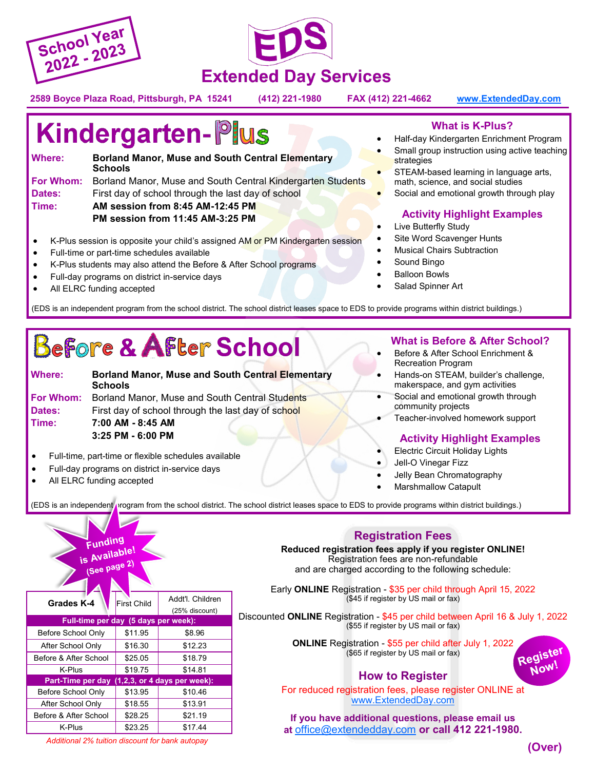School Year 2022 - 2023

# EDS Extended Day Services

**2589 Boyce Plaza Road, Pittsburgh, PA 15241** **(412) 221-1980** **FAX (412) 221-4662** **www.ExtendedDay.com**

## Kindergarten-Plus

**Where:** **Borland Manor, Muse and South Central Elementary Schools**
**For Whom:** Borland Manor, Muse and South Central Kindergarten Students
**Dates:** First day of school through the last day of school
**Time:** **AM session from 8:45 AM-12:45 PM**
**PM session from 11:45 AM-3:25 PM**

- K-Plus session is opposite your child's assigned AM or PM Kindergarten session
- Full-time or part-time schedules available
- K-Plus students may also attend the Before & After School programs
- Full-day programs on district in-service days
- All ELRC funding accepted

### What is K-Plus?

- Half-day Kindergarten Enrichment Program
- Small group instruction using active teaching strategies
- STEAM-based learning in language arts, math, science, and social studies
- Social and emotional growth through play

### Activity Highlight Examples

- Live Butterfly Study
- Site Word Scavenger Hunts
- Musical Chairs Subtraction
- Sound Bingo
- Balloon Bowls
- Salad Spinner Art

(EDS is an independent program from the school district. The school district leases space to EDS to provide programs within district buildings.)

## Before & After School

**Where:** **Borland Manor, Muse and South Central Elementary Schools**
**For Whom:** Borland Manor, Muse and South Central Students
**Dates:** First day of school through the last day of school
**Time:** **7:00 AM - 8:45 AM**
**3:25 PM - 6:00 PM**

- Full-time, part-time or flexible schedules available
- Full-day programs on district in-service days
- All ELRC funding accepted

### What is Before & After School?

- Before & After School Enrichment & Recreation Program
- Hands-on STEAM, builder's challenge, makerspace, and gym activities
- Social and emotional growth through community projects
- Teacher-involved homework support

### Activity Highlight Examples

- Electric Circuit Holiday Lights
- Jell-O Vinegar Fizz
- Jelly Bean Chromatography
- Marshmallow Catapult

(EDS is an independent program from the school district. The school district leases space to EDS to provide programs within district buildings.)

**Funding is Available! (See page 2)**

| Grades K-4 | First Child | Addt'l. Children (25% discount) |
|---|---|---|
| **Full-time per day (5 days per week):** | | |
| Before School Only | $11.95 | $8.96 |
| After School Only | $16.30 | $12.23 |
| Before & After School | $25.05 | $18.79 |
| K-Plus | $19.75 | $14.81 |
| **Part-Time per day (1,2,3, or 4 days per week):** | | |
| Before School Only | $13.95 | $10.46 |
| After School Only | $18.55 | $13.91 |
| Before & After School | $28.25 | $21.19 |
| K-Plus | $23.25 | $17.44 |

*Additional 2% tuition discount for bank autopay*

## Registration Fees

**Reduced registration fees apply if you register ONLINE!**
Registration fees are non-refundable and are charged according to the following schedule:

Early **ONLINE** Registration - $35 per child through April 15, 2022
($45 if register by US mail or fax)

Discounted **ONLINE** Registration - $45 per child between April 16 & July 1, 2022
($55 if register by US mail or fax)

**ONLINE** Registration - $55 per child after July 1, 2022
($65 if register by US mail or fax)

**Register Now!**

## How to Register

For reduced registration fees, please register ONLINE at www.ExtendedDay.com

**If you have additional questions, please email us at office@extendedday.com or call 412 221-1980.**

**(Over)**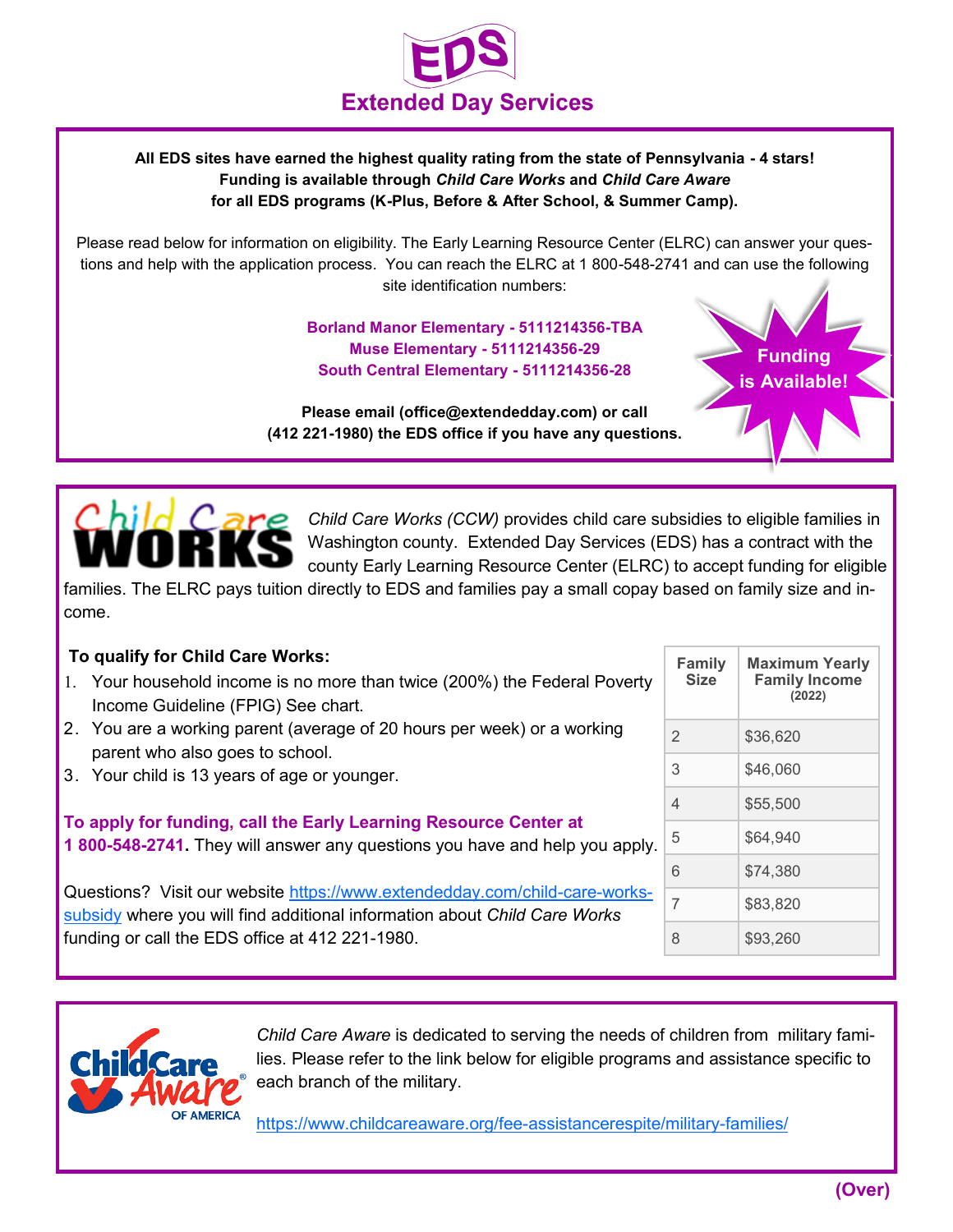# EDS

## Extended Day Services

**All EDS sites have earned the highest quality rating from the state of Pennsylvania - 4 stars!**
**Funding is available through *Child Care Works* and *Child Care Aware***
**for all EDS programs (K-Plus, Before & After School, & Summer Camp).**

Please read below for information on eligibility. The Early Learning Resource Center (ELRC) can answer your questions and help with the application process. You can reach the ELRC at 1 800-548-2741 and can use the following site identification numbers:

**Borland Manor Elementary - 5111214356-TBA**
**Muse Elementary - 5111214356-29**
**South Central Elementary - 5111214356-28**

**Funding is Available!**

**Please email (office@extendedday.com) or call (412 221-1980) the EDS office if you have any questions.**

---

*Child Care Works (CCW)* provides child care subsidies to eligible families in Washington county. Extended Day Services (EDS) has a contract with the county Early Learning Resource Center (ELRC) to accept funding for eligible families. The ELRC pays tuition directly to EDS and families pay a small copay based on family size and income.

**To qualify for Child Care Works:**

1. Your household income is no more than twice (200%) the Federal Poverty Income Guideline (FPIG) See chart.
2. You are a working parent (average of 20 hours per week) or a working parent who also goes to school.
3. Your child is 13 years of age or younger.

| Family Size | Maximum Yearly Family Income (2022) |
|---|---|
| 2 | $36,620 |
| 3 | $46,060 |
| 4 | $55,500 |
| 5 | $64,940 |
| 6 | $74,380 |
| 7 | $83,820 |
| 8 | $93,260 |

**To apply for funding, call the Early Learning Resource Center at 1 800-548-2741.** They will answer any questions you have and help you apply.

Questions? Visit our website https://www.extendedday.com/child-care-works-subsidy where you will find additional information about *Child Care Works* funding or call the EDS office at 412 221-1980.

---

*Child Care Aware* is dedicated to serving the needs of children from military families. Please refer to the link below for eligible programs and assistance specific to each branch of the military.

https://www.childcareaware.org/fee-assistancerespite/military-families/

**(Over)**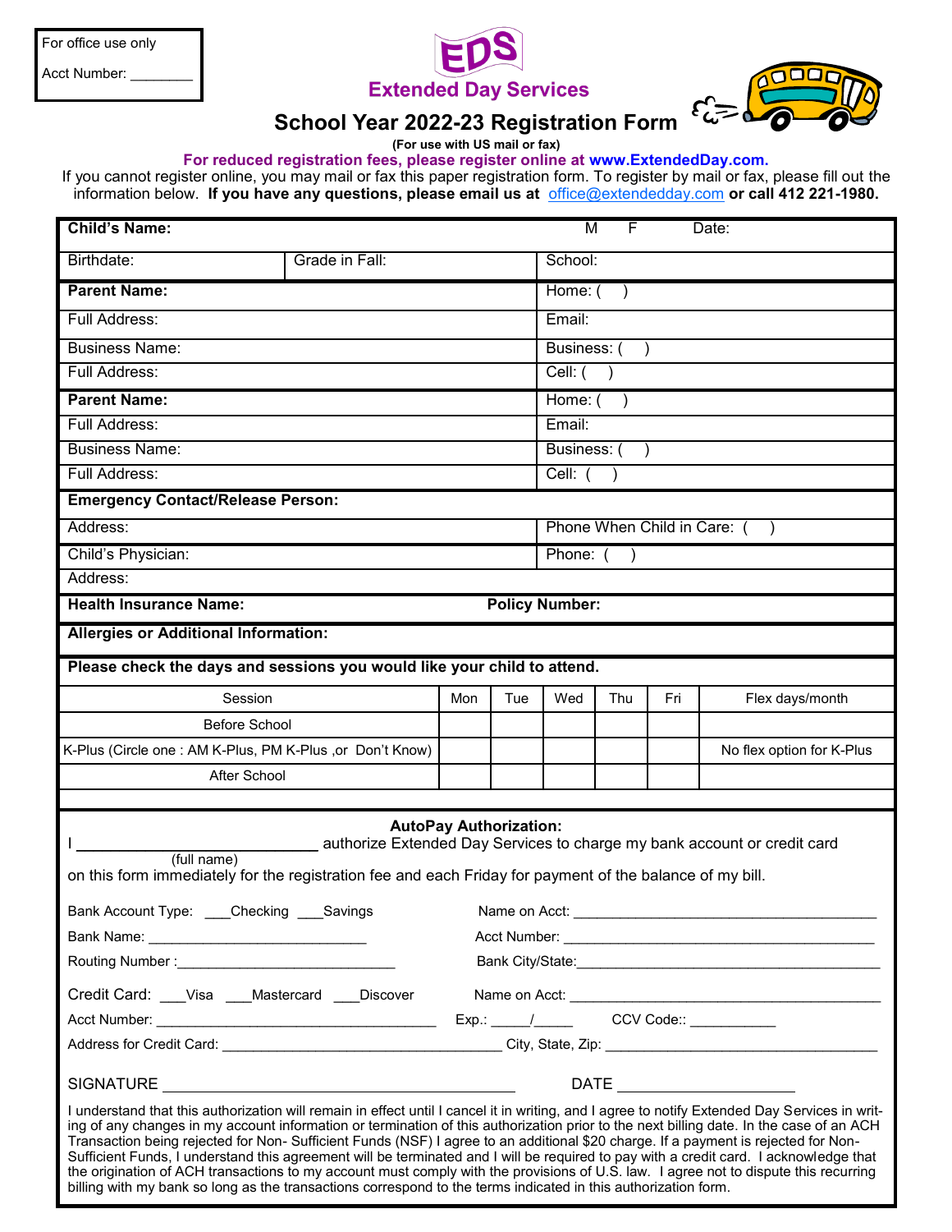For office use only

Acct Number: ________

**EDS**

**Extended Day Services**

# School Year 2022-23 Registration Form

**(For use with US mail or fax)**

**For reduced registration fees, please register online at www.ExtendedDay.com.**

If you cannot register online, you may mail or fax this paper registration form. To register by mail or fax, please fill out the information below. **If you have any questions, please email us at** office@extendedday.com **or call 412 221-1980.**

| | |
|---|---|
| **Child's Name:** | M F Date: |
| Birthdate: Grade in Fall: | School: |
| **Parent Name:** | Home: ( ) |
| Full Address: | Email: |
| Business Name: | Business: ( ) |
| Full Address: | Cell: ( ) |
| **Parent Name:** | Home: ( ) |
| Full Address: | Email: |
| Business Name: | Business: ( ) |
| Full Address: | Cell: ( ) |
| **Emergency Contact/Release Person:** | |
| Address: | Phone When Child in Care: ( ) |
| Child's Physician: | Phone: ( ) |
| Address: | |
| **Health Insurance Name:** | **Policy Number:** |
| **Allergies or Additional Information:** | |

**Please check the days and sessions you would like your child to attend.**

| Session | Mon | Tue | Wed | Thu | Fri | Flex days/month |
|---|---|---|---|---|---|---|
| Before School | | | | | | |
| K-Plus (Circle one : AM K-Plus, PM K-Plus ,or Don't Know) | | | | | | No flex option for K-Plus |
| After School | | | | | | |

**AutoPay Authorization:**

I ____________________________ authorize Extended Day Services to charge my bank account or credit card
(full name)
on this form immediately for the registration fee and each Friday for payment of the balance of my bill.

Bank Account Type: ___Checking ___Savings Name on Acct: ______________________________________

Bank Name: ___________________________ Acct Number: ______________________________________

Routing Number :___________________________ Bank City/State:______________________________________

Credit Card: ___Visa ___Mastercard ___Discover Name on Acct: ______________________________________

Acct Number: ___________________________________ Exp.: _____/_____ CCV Code:: ___________

Address for Credit Card: ___________________________________ City, State, Zip: ___________________________________

SIGNATURE ___________________________________________ DATE ____________________

I understand that this authorization will remain in effect until I cancel it in writing, and I agree to notify Extended Day Services in writing of any changes in my account information or termination of this authorization prior to the next billing date. In the case of an ACH Transaction being rejected for Non- Sufficient Funds (NSF) I agree to an additional $20 charge. If a payment is rejected for Non-Sufficient Funds, I understand this agreement will be terminated and I will be required to pay with a credit card. I acknowledge that the origination of ACH transactions to my account must comply with the provisions of U.S. law. I agree not to dispute this recurring billing with my bank so long as the transactions correspond to the terms indicated in this authorization form.